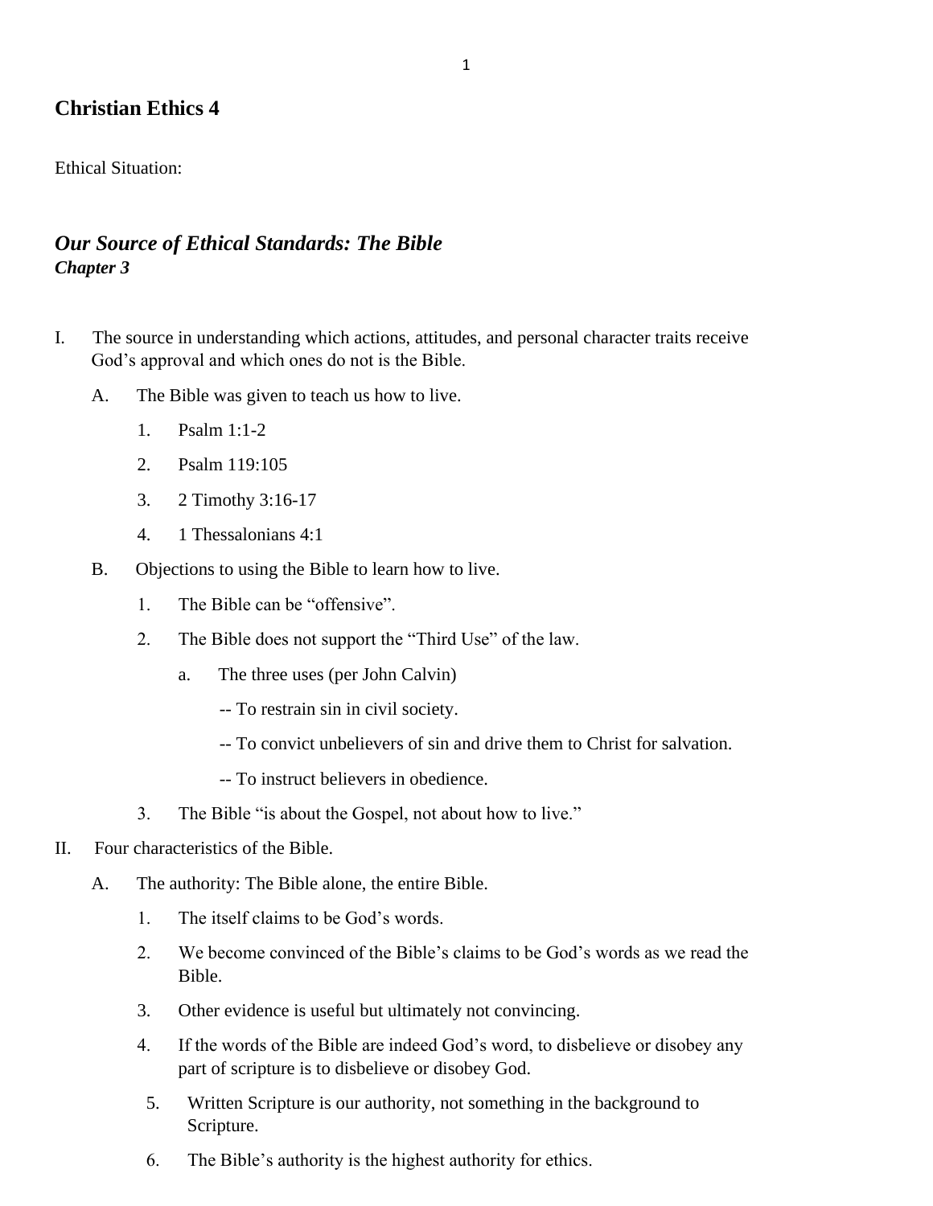## Christian Ethics 4

Ethical Situation:

### *Our Source of Ethical Standards: The Bible*
***Chapter 3***

I. The source in understanding which actions, attitudes, and personal character traits receive God's approval and which ones do not is the Bible.

   A. The Bible was given to teach us how to live.

      1. Psalm 1:1-2

      2. Psalm 119:105

      3. 2 Timothy 3:16-17

      4. 1 Thessalonians 4:1

   B. Objections to using the Bible to learn how to live.

      1. The Bible can be "offensive".

      2. The Bible does not support the "Third Use" of the law.

         a. The three uses (per John Calvin)

            -- To restrain sin in civil society.

            -- To convict unbelievers of sin and drive them to Christ for salvation.

            -- To instruct believers in obedience.

      3. The Bible "is about the Gospel, not about how to live."

II. Four characteristics of the Bible.

   A. The authority: The Bible alone, the entire Bible.

      1. The itself claims to be God's words.

      2. We become convinced of the Bible's claims to be God's words as we read the Bible.

      3. Other evidence is useful but ultimately not convincing.

      4. If the words of the Bible are indeed God's word, to disbelieve or disobey any part of scripture is to disbelieve or disobey God.

      5. Written Scripture is our authority, not something in the background to Scripture.

      6. The Bible's authority is the highest authority for ethics.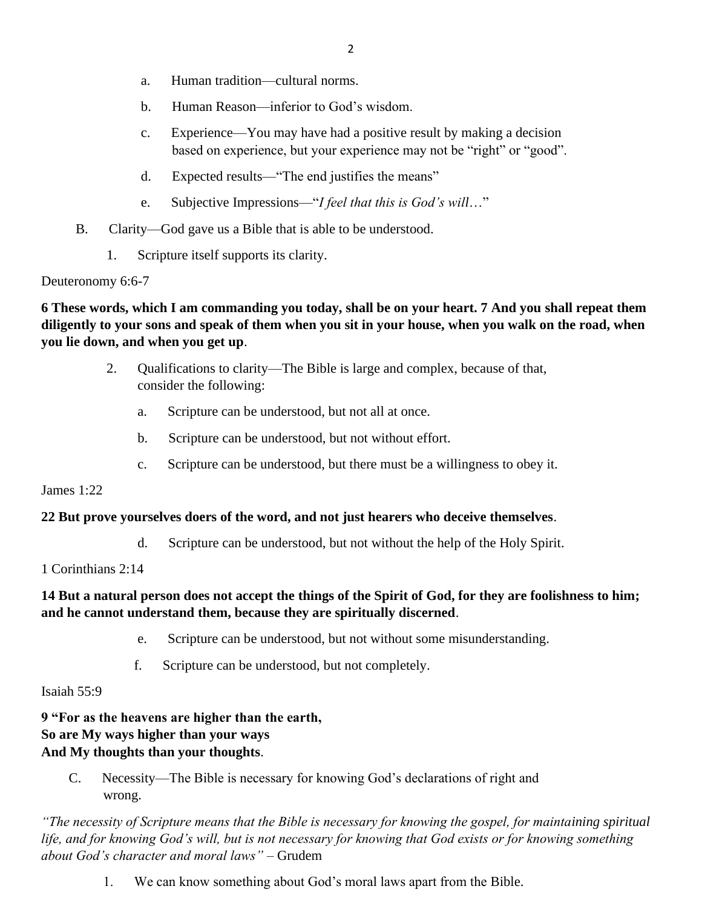a. Human tradition—cultural norms.

b. Human Reason—inferior to God's wisdom.

c. Experience—You may have had a positive result by making a decision based on experience, but your experience may not be "right" or "good".

d. Expected results—"The end justifies the means"

e. Subjective Impressions—"*I feel that this is God's will*…"

B. Clarity—God gave us a Bible that is able to be understood.

1. Scripture itself supports its clarity.

Deuteronomy 6:6-7

**6 These words, which I am commanding you today, shall be on your heart. 7 And you shall repeat them diligently to your sons and speak of them when you sit in your house, when you walk on the road, when you lie down, and when you get up**.

2. Qualifications to clarity—The Bible is large and complex, because of that, consider the following:

a. Scripture can be understood, but not all at once.

b. Scripture can be understood, but not without effort.

c. Scripture can be understood, but there must be a willingness to obey it.

James 1:22

**22 But prove yourselves doers of the word, and not just hearers who deceive themselves**.

d. Scripture can be understood, but not without the help of the Holy Spirit.

1 Corinthians 2:14

**14 But a natural person does not accept the things of the Spirit of God, for they are foolishness to him; and he cannot understand them, because they are spiritually discerned**.

e. Scripture can be understood, but not without some misunderstanding.

f. Scripture can be understood, but not completely.

Isaiah 55:9

**9 "For as the heavens are higher than the earth,**
**So are My ways higher than your ways**
**And My thoughts than your thoughts**.

C. Necessity—The Bible is necessary for knowing God's declarations of right and wrong.

*"The necessity of Scripture means that the Bible is necessary for knowing the gospel, for maintaining spiritual life, and for knowing God's will, but is not necessary for knowing that God exists or for knowing something about God's character and moral laws"* – Grudem

1. We can know something about God's moral laws apart from the Bible.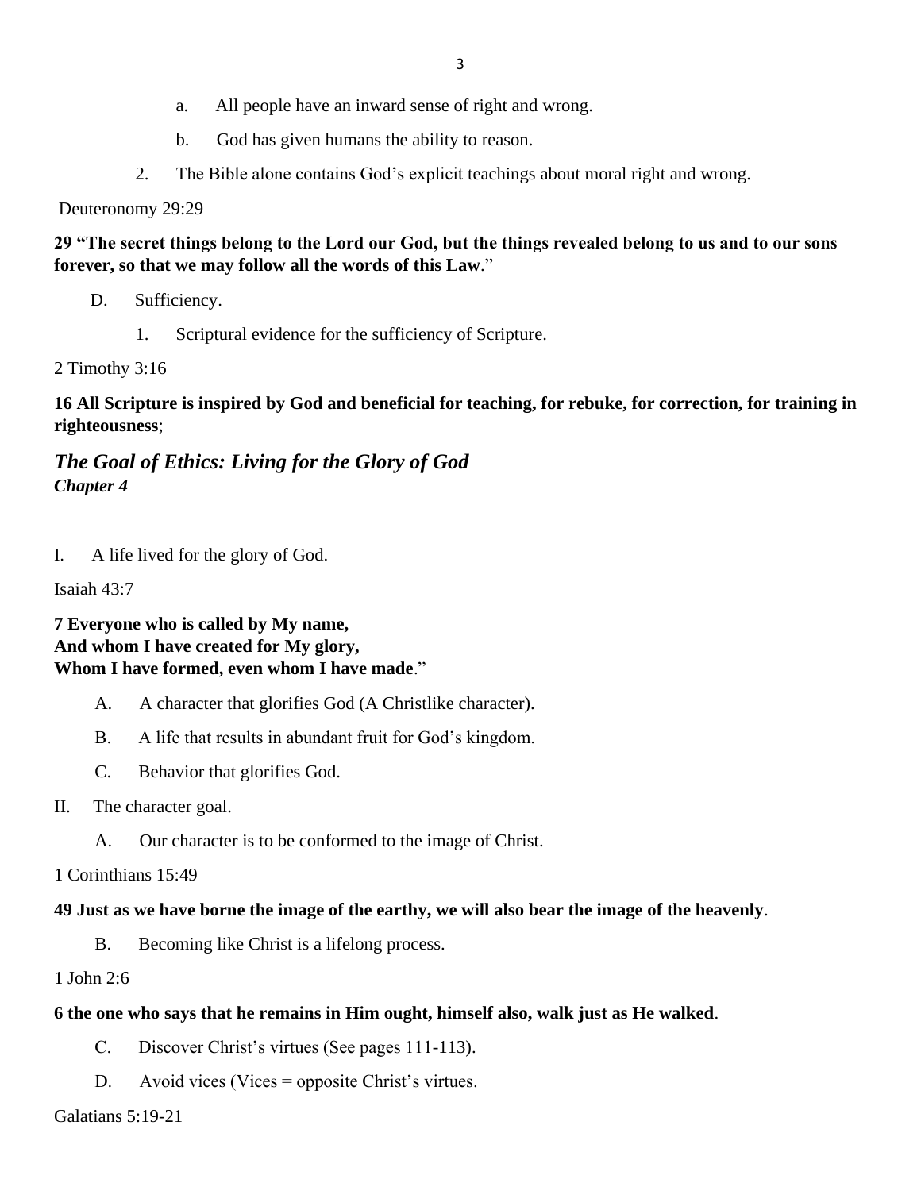a. All people have an inward sense of right and wrong.

b. God has given humans the ability to reason.

2. The Bible alone contains God's explicit teachings about moral right and wrong.

Deuteronomy 29:29

**29 "The secret things belong to the Lord our God, but the things revealed belong to us and to our sons forever, so that we may follow all the words of this Law**."

D. Sufficiency.

1. Scriptural evidence for the sufficiency of Scripture.

2 Timothy 3:16

**16 All Scripture is inspired by God and beneficial for teaching, for rebuke, for correction, for training in righteousness**;

## *The Goal of Ethics: Living for the Glory of God*
### *Chapter 4*

I. A life lived for the glory of God.

Isaiah 43:7

**7 Everyone who is called by My name,**
**And whom I have created for My glory,**
**Whom I have formed, even whom I have made**."

A. A character that glorifies God (A Christlike character).

B. A life that results in abundant fruit for God's kingdom.

C. Behavior that glorifies God.

II. The character goal.

A. Our character is to be conformed to the image of Christ.

1 Corinthians 15:49

**49 Just as we have borne the image of the earthy, we will also bear the image of the heavenly**.

B. Becoming like Christ is a lifelong process.

1 John 2:6

**6 the one who says that he remains in Him ought, himself also, walk just as He walked**.

C. Discover Christ's virtues (See pages 111-113).

D. Avoid vices (Vices = opposite Christ's virtues.

Galatians 5:19-21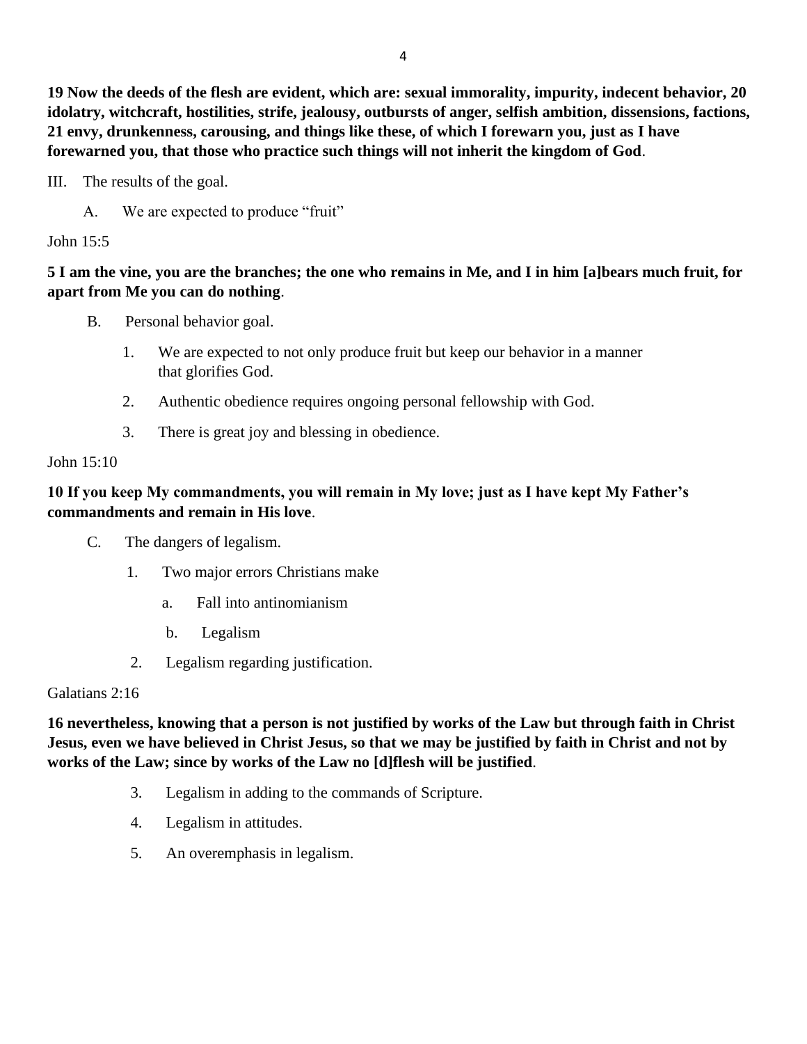**19 Now the deeds of the flesh are evident, which are: sexual immorality, impurity, indecent behavior, 20 idolatry, witchcraft, hostilities, strife, jealousy, outbursts of anger, selfish ambition, dissensions, factions, 21 envy, drunkenness, carousing, and things like these, of which I forewarn you, just as I have forewarned you, that those who practice such things will not inherit the kingdom of God**.

III. The results of the goal.

A. We are expected to produce "fruit"

John 15:5

**5 I am the vine, you are the branches; the one who remains in Me, and I in him [a]bears much fruit, for apart from Me you can do nothing**.

B. Personal behavior goal.

1. We are expected to not only produce fruit but keep our behavior in a manner that glorifies God.
2. Authentic obedience requires ongoing personal fellowship with God.
3. There is great joy and blessing in obedience.

John 15:10

**10 If you keep My commandments, you will remain in My love; just as I have kept My Father's commandments and remain in His love**.

C. The dangers of legalism.

1. Two major errors Christians make
   a. Fall into antinomianism
   b. Legalism
2. Legalism regarding justification.

Galatians 2:16

**16 nevertheless, knowing that a person is not justified by works of the Law but through faith in Christ Jesus, even we have believed in Christ Jesus, so that we may be justified by faith in Christ and not by works of the Law; since by works of the Law no [d]flesh will be justified**.

3. Legalism in adding to the commands of Scripture.
4. Legalism in attitudes.
5. An overemphasis in legalism.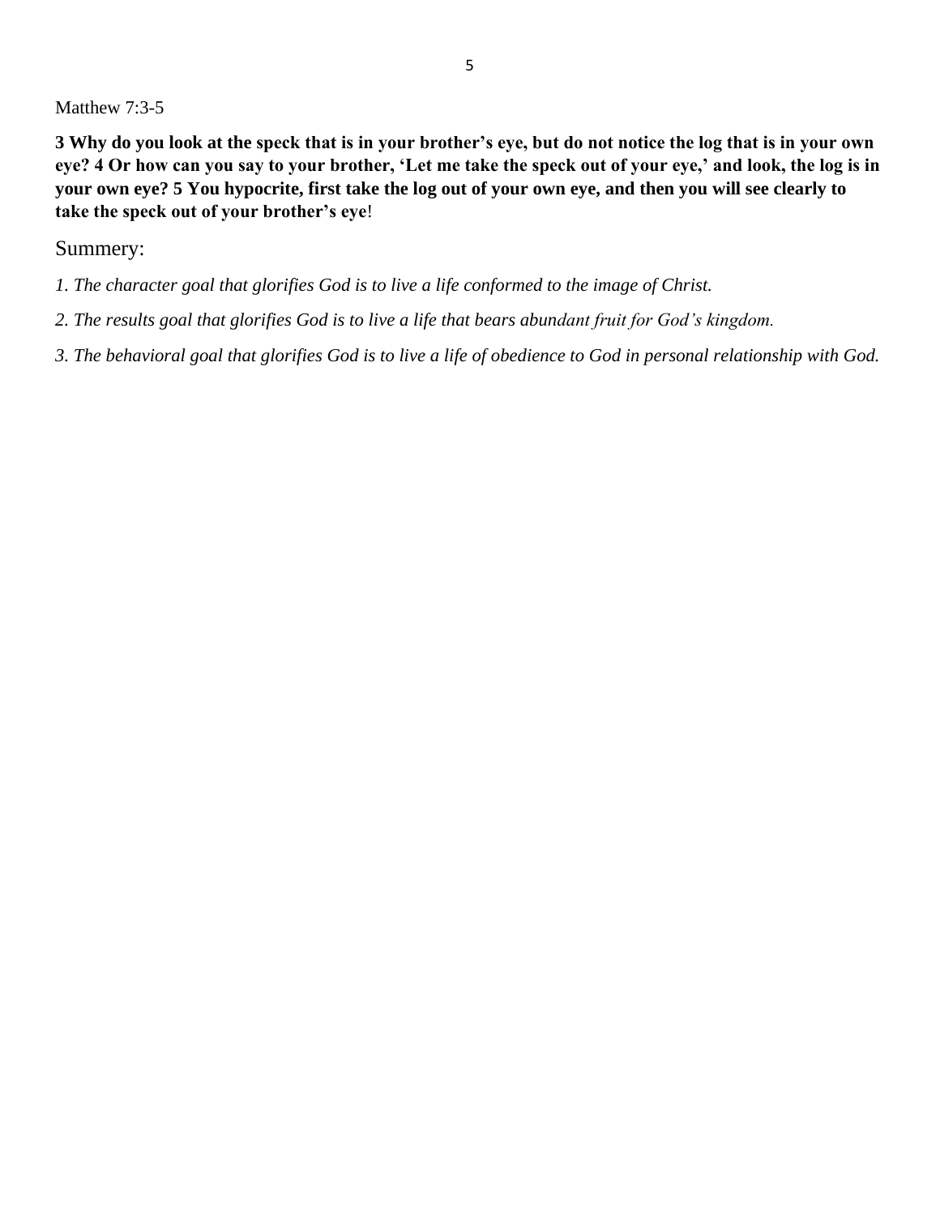Matthew 7:3-5

**3 Why do you look at the speck that is in your brother's eye, but do not notice the log that is in your own eye? 4 Or how can you say to your brother, 'Let me take the speck out of your eye,' and look, the log is in your own eye? 5 You hypocrite, first take the log out of your own eye, and then you will see clearly to take the speck out of your brother's eye**!

Summery:

*1. The character goal that glorifies God is to live a life conformed to the image of Christ.*

*2. The results goal that glorifies God is to live a life that bears abundant fruit for God's kingdom.*

*3. The behavioral goal that glorifies God is to live a life of obedience to God in personal relationship with God.*